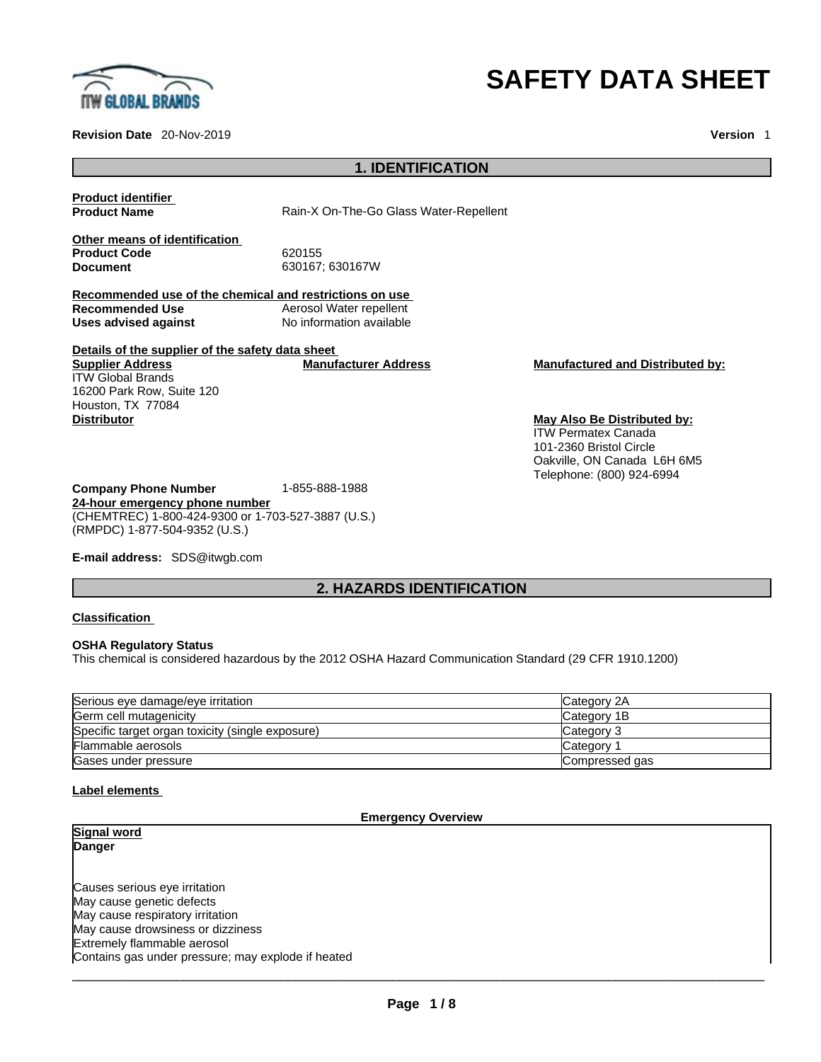# SAFETY DATA SHEET

**Revision Date** 20-Nov-2019 **Version** 1

## 1. IDENTIFICATION

**Product identifier**

**Product Name** Rain-X On-The-Go Glass Water-Repellent

**Other means of identification**

**Product Code** 620155

**Document** 630167; 630167W

**Recommended use of the chemical and restrictions on use**

**Recommended Use** Aerosol Water repellent

**Uses advised against** No information available

**Details of the supplier of the safety data sheet**

**Supplier Address**
ITW Global Brands
16200 Park Row, Suite 120
Houston, TX 77084

**Manufacturer Address**

**Manufactured and Distributed by:**

**Distributor**

**May Also Be Distributed by:**
ITW Permatex Canada
101-2360 Bristol Circle
Oakville, ON Canada L6H 6M5
Telephone: (800) 924-6994

**Company Phone Number** 1-855-888-1988

**24-hour emergency phone number**
(CHEMTREC) 1-800-424-9300 or 1-703-527-3887 (U.S.)
(RMPDC) 1-877-504-9352 (U.S.)

**E-mail address:** SDS@itwgb.com

## 2. HAZARDS IDENTIFICATION

**Classification**

**OSHA Regulatory Status**

This chemical is considered hazardous by the 2012 OSHA Hazard Communication Standard (29 CFR 1910.1200)

| Hazard | Category |
| --- | --- |
| Serious eye damage/eye irritation | Category 2A |
| Germ cell mutagenicity | Category 1B |
| Specific target organ toxicity (single exposure) | Category 3 |
| Flammable aerosols | Category 1 |
| Gases under pressure | Compressed gas |

**Label elements**

**Emergency Overview**

**Signal word**

**Danger**

Causes serious eye irritation
May cause genetic defects
May cause respiratory irritation
May cause drowsiness or dizziness
Extremely flammable aerosol
Contains gas under pressure; may explode if heated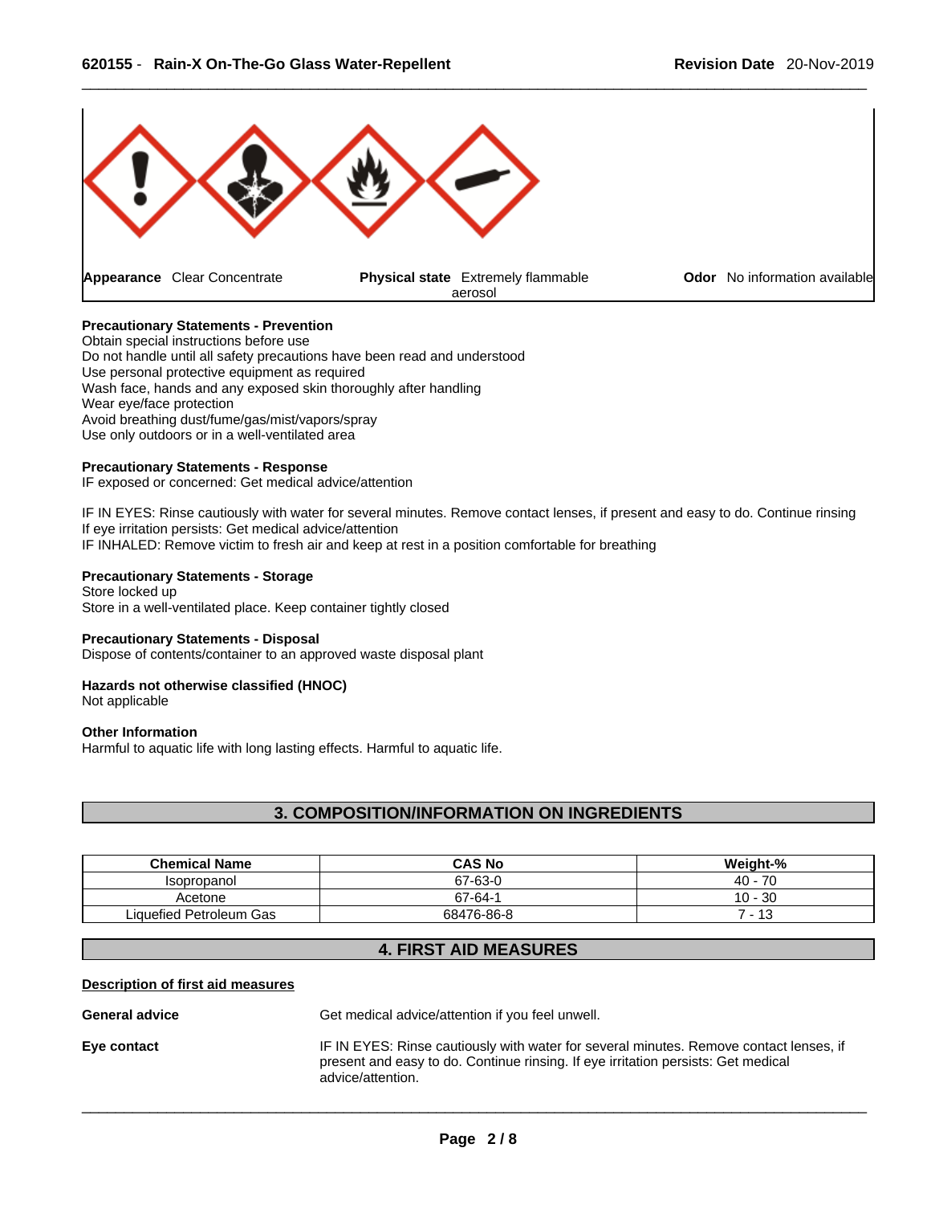| **Appearance** Clear Concentrate | **Physical state** Extremely flammable aerosol | **Odor** No information available |
|---|---|---|

**Precautionary Statements - Prevention**
Obtain special instructions before use
Do not handle until all safety precautions have been read and understood
Use personal protective equipment as required
Wash face, hands and any exposed skin thoroughly after handling
Wear eye/face protection
Avoid breathing dust/fume/gas/mist/vapors/spray
Use only outdoors or in a well-ventilated area

**Precautionary Statements - Response**
IF exposed or concerned: Get medical advice/attention

IF IN EYES: Rinse cautiously with water for several minutes. Remove contact lenses, if present and easy to do. Continue rinsing
If eye irritation persists: Get medical advice/attention
IF INHALED: Remove victim to fresh air and keep at rest in a position comfortable for breathing

**Precautionary Statements - Storage**
Store locked up
Store in a well-ventilated place. Keep container tightly closed

**Precautionary Statements - Disposal**
Dispose of contents/container to an approved waste disposal plant

**Hazards not otherwise classified (HNOC)**
Not applicable

**Other Information**
Harmful to aquatic life with long lasting effects. Harmful to aquatic life.

## 3. COMPOSITION/INFORMATION ON INGREDIENTS

| Chemical Name | CAS No | Weight-% |
|---|---|---|
| Isopropanol | 67-63-0 | 40 - 70 |
| Acetone | 67-64-1 | 10 - 30 |
| Liquefied Petroleum Gas | 68476-86-8 | 7 - 13 |

## 4. FIRST AID MEASURES

**Description of first aid measures**

**General advice** Get medical advice/attention if you feel unwell.

**Eye contact** IF IN EYES: Rinse cautiously with water for several minutes. Remove contact lenses, if present and easy to do. Continue rinsing. If eye irritation persists: Get medical advice/attention.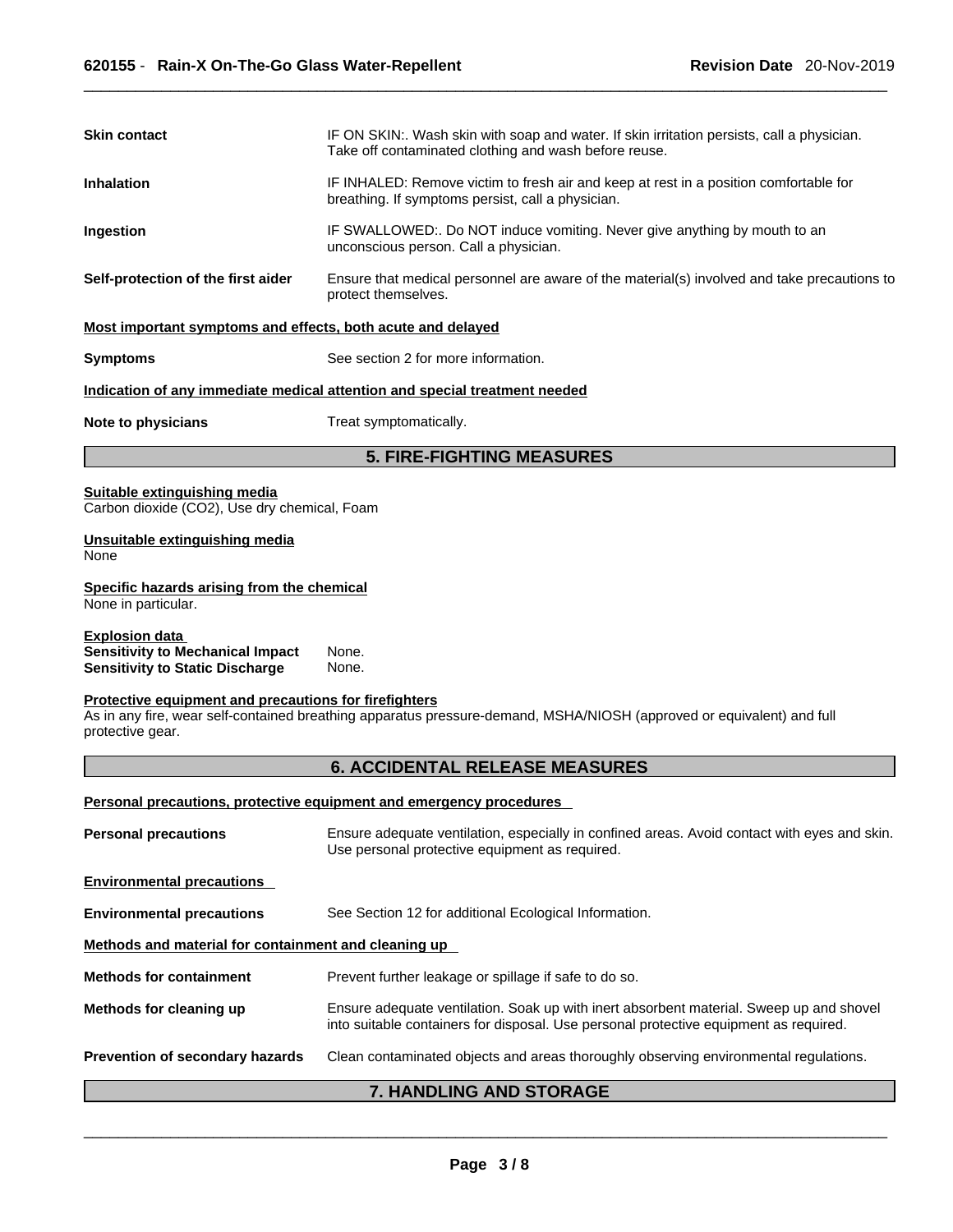| | |
|---|---|
| **Skin contact** | IF ON SKIN:. Wash skin with soap and water. If skin irritation persists, call a physician. Take off contaminated clothing and wash before reuse. |
| **Inhalation** | IF INHALED: Remove victim to fresh air and keep at rest in a position comfortable for breathing. If symptoms persist, call a physician. |
| **Ingestion** | IF SWALLOWED:. Do NOT induce vomiting. Never give anything by mouth to an unconscious person. Call a physician. |
| **Self-protection of the first aider** | Ensure that medical personnel are aware of the material(s) involved and take precautions to protect themselves. |

**Most important symptoms and effects, both acute and delayed**

| | |
|---|---|
| **Symptoms** | See section 2 for more information. |

**Indication of any immediate medical attention and special treatment needed**

| | |
|---|---|
| **Note to physicians** | Treat symptomatically. |

## 5. FIRE-FIGHTING MEASURES

**Suitable extinguishing media**
Carbon dioxide ($CO_2$), Use dry chemical, Foam

**Unsuitable extinguishing media**
None

**Specific hazards arising from the chemical**
None in particular.

**Explosion data**
**Sensitivity to Mechanical Impact** None.
**Sensitivity to Static Discharge** None.

**Protective equipment and precautions for firefighters**
As in any fire, wear self-contained breathing apparatus pressure-demand, MSHA/NIOSH (approved or equivalent) and full protective gear.

## 6. ACCIDENTAL RELEASE MEASURES

**Personal precautions, protective equipment and emergency procedures**

| | |
|---|---|
| **Personal precautions** | Ensure adequate ventilation, especially in confined areas. Avoid contact with eyes and skin. Use personal protective equipment as required. |

**Environmental precautions**

| | |
|---|---|
| **Environmental precautions** | See Section 12 for additional Ecological Information. |

**Methods and material for containment and cleaning up**

| | |
|---|---|
| **Methods for containment** | Prevent further leakage or spillage if safe to do so. |
| **Methods for cleaning up** | Ensure adequate ventilation. Soak up with inert absorbent material. Sweep up and shovel into suitable containers for disposal. Use personal protective equipment as required. |
| **Prevention of secondary hazards** | Clean contaminated objects and areas thoroughly observing environmental regulations. |

## 7. HANDLING AND STORAGE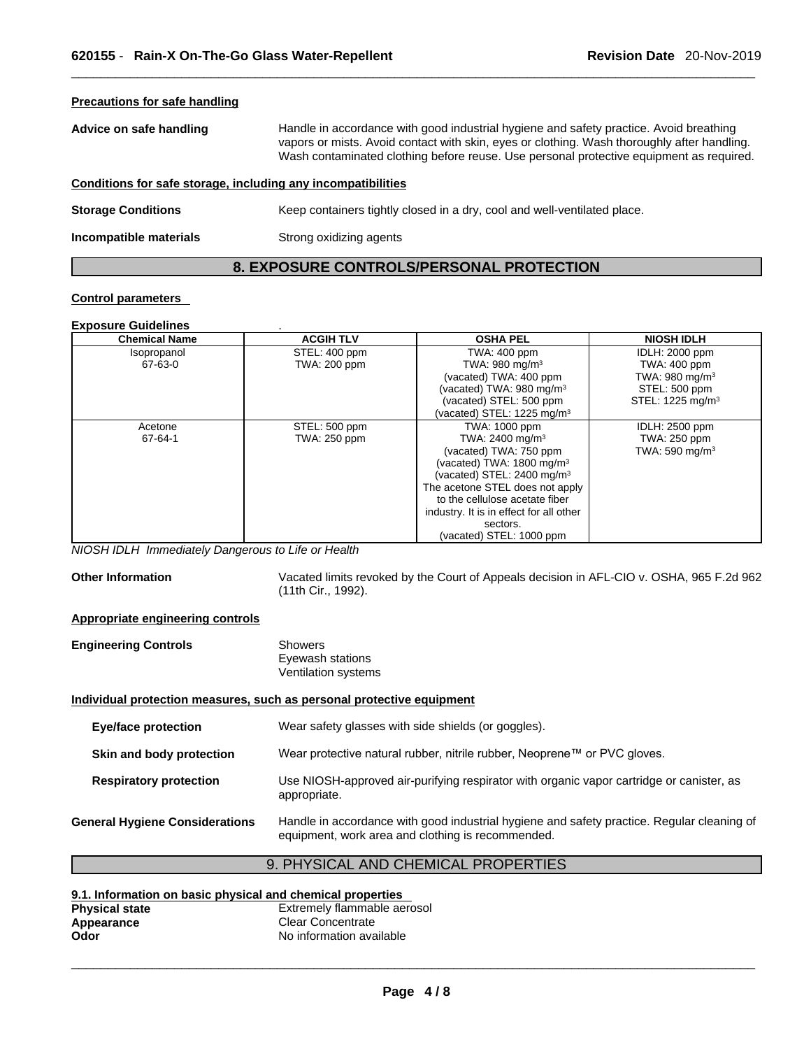### Precautions for safe handling

**Advice on safe handling** Handle in accordance with good industrial hygiene and safety practice. Avoid breathing vapors or mists. Avoid contact with skin, eyes or clothing. Wash thoroughly after handling. Wash contaminated clothing before reuse. Use personal protective equipment as required.

### Conditions for safe storage, including any incompatibilities

**Storage Conditions** Keep containers tightly closed in a dry, cool and well-ventilated place.

**Incompatible materials** Strong oxidizing agents

## 8. EXPOSURE CONTROLS/PERSONAL PROTECTION

### Control parameters

**Exposure Guidelines** .

| Chemical Name | ACGIH TLV | OSHA PEL | NIOSH IDLH |
|---|---|---|---|
| Isopropanol<br>67-63-0 | STEL: 400 ppm<br>TWA: 200 ppm | TWA: 400 ppm<br>TWA: 980 mg/m³<br>(vacated) TWA: 400 ppm<br>(vacated) TWA: 980 mg/m³<br>(vacated) STEL: 500 ppm<br>(vacated) STEL: 1225 mg/m³ | IDLH: 2000 ppm<br>TWA: 400 ppm<br>TWA: 980 mg/m³<br>STEL: 500 ppm<br>STEL: 1225 mg/m³ |
| Acetone<br>67-64-1 | STEL: 500 ppm<br>TWA: 250 ppm | TWA: 1000 ppm<br>TWA: 2400 mg/m³<br>(vacated) TWA: 750 ppm<br>(vacated) TWA: 1800 mg/m³<br>(vacated) STEL: 2400 mg/m³<br>The acetone STEL does not apply to the cellulose acetate fiber industry. It is in effect for all other sectors.<br>(vacated) STEL: 1000 ppm | IDLH: 2500 ppm<br>TWA: 250 ppm<br>TWA: 590 mg/m³ |

*NIOSH IDLH Immediately Dangerous to Life or Health*

**Other Information** Vacated limits revoked by the Court of Appeals decision in AFL-CIO v. OSHA, 965 F.2d 962 (11th Cir., 1992).

### Appropriate engineering controls

**Engineering Controls** Showers
Eyewash stations
Ventilation systems

### Individual protection measures, such as personal protective equipment

**Eye/face protection** Wear safety glasses with side shields (or goggles).

**Skin and body protection** Wear protective natural rubber, nitrile rubber, Neoprene™ or PVC gloves.

**Respiratory protection** Use NIOSH-approved air-purifying respirator with organic vapor cartridge or canister, as appropriate.

**General Hygiene Considerations** Handle in accordance with good industrial hygiene and safety practice. Regular cleaning of equipment, work area and clothing is recommended.

## 9. PHYSICAL AND CHEMICAL PROPERTIES

### 9.1. Information on basic physical and chemical properties

**Physical state** Extremely flammable aerosol
**Appearance** Clear Concentrate
**Odor** No information available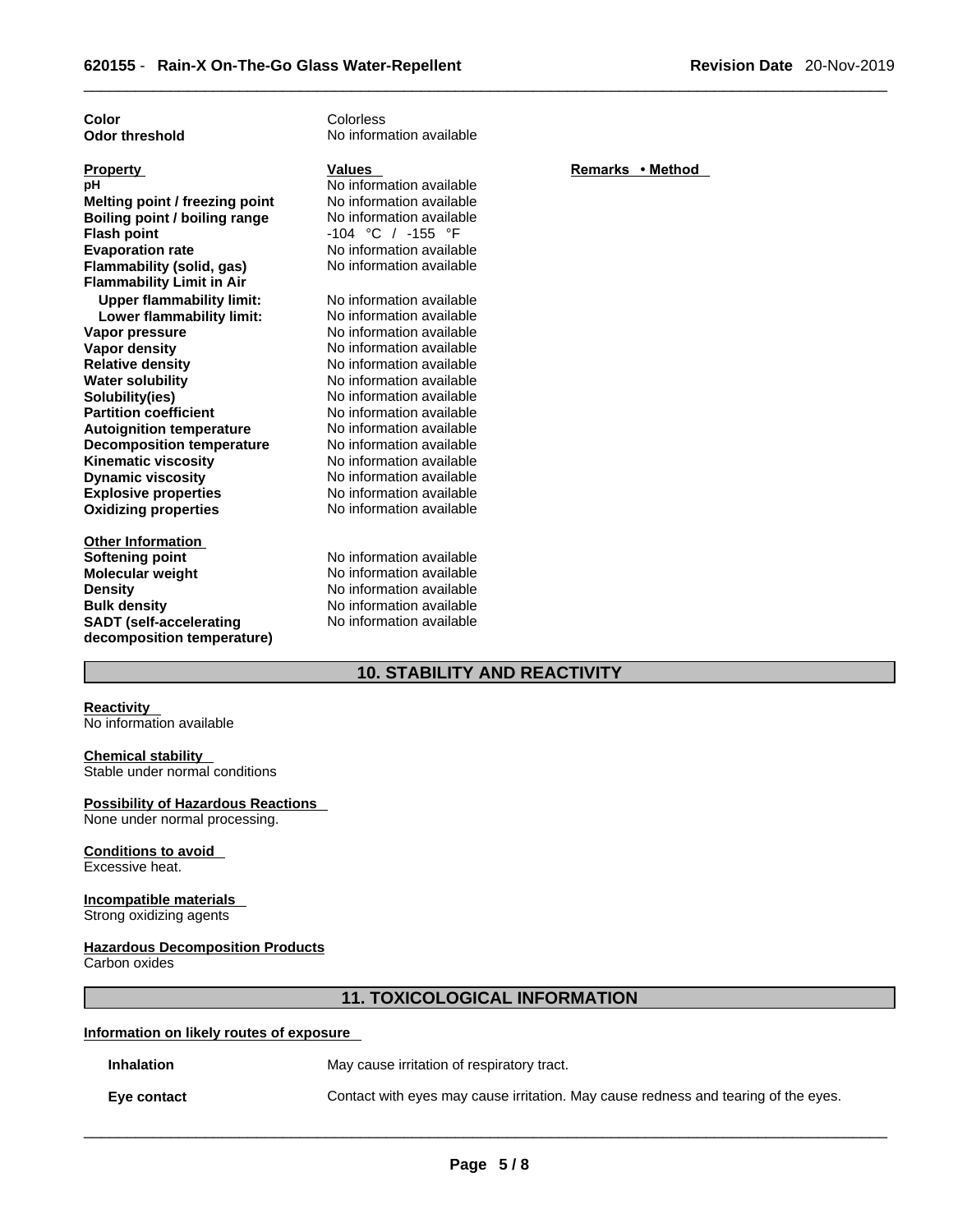| | | |
|---|---|---|
| **Color** | Colorless | |
| **Odor threshold** | No information available | |

| **Property** | **Values** | **Remarks • Method** |
|---|---|---|
| **pH** | No information available | |
| **Melting point / freezing point** | No information available | |
| **Boiling point / boiling range** | No information available | |
| **Flash point** | -104 °C / -155 °F | |
| **Evaporation rate** | No information available | |
| **Flammability (solid, gas)** | No information available | |
| **Flammability Limit in Air** | | |
| **Upper flammability limit:** | No information available | |
| **Lower flammability limit:** | No information available | |
| **Vapor pressure** | No information available | |
| **Vapor density** | No information available | |
| **Relative density** | No information available | |
| **Water solubility** | No information available | |
| **Solubility(ies)** | No information available | |
| **Partition coefficient** | No information available | |
| **Autoignition temperature** | No information available | |
| **Decomposition temperature** | No information available | |
| **Kinematic viscosity** | No information available | |
| **Dynamic viscosity** | No information available | |
| **Explosive properties** | No information available | |
| **Oxidizing properties** | No information available | |

| **Other Information** | |
|---|---|
| **Softening point** | No information available |
| **Molecular weight** | No information available |
| **Density** | No information available |
| **Bulk density** | No information available |
| **SADT (self-accelerating decomposition temperature)** | No information available |

## 10. STABILITY AND REACTIVITY

**Reactivity**
No information available

**Chemical stability**
Stable under normal conditions

**Possibility of Hazardous Reactions**
None under normal processing.

**Conditions to avoid**
Excessive heat.

**Incompatible materials**
Strong oxidizing agents

**Hazardous Decomposition Products**
Carbon oxides

## 11. TOXICOLOGICAL INFORMATION

**Information on likely routes of exposure**

| | |
|---|---|
| **Inhalation** | May cause irritation of respiratory tract. |
| **Eye contact** | Contact with eyes may cause irritation. May cause redness and tearing of the eyes. |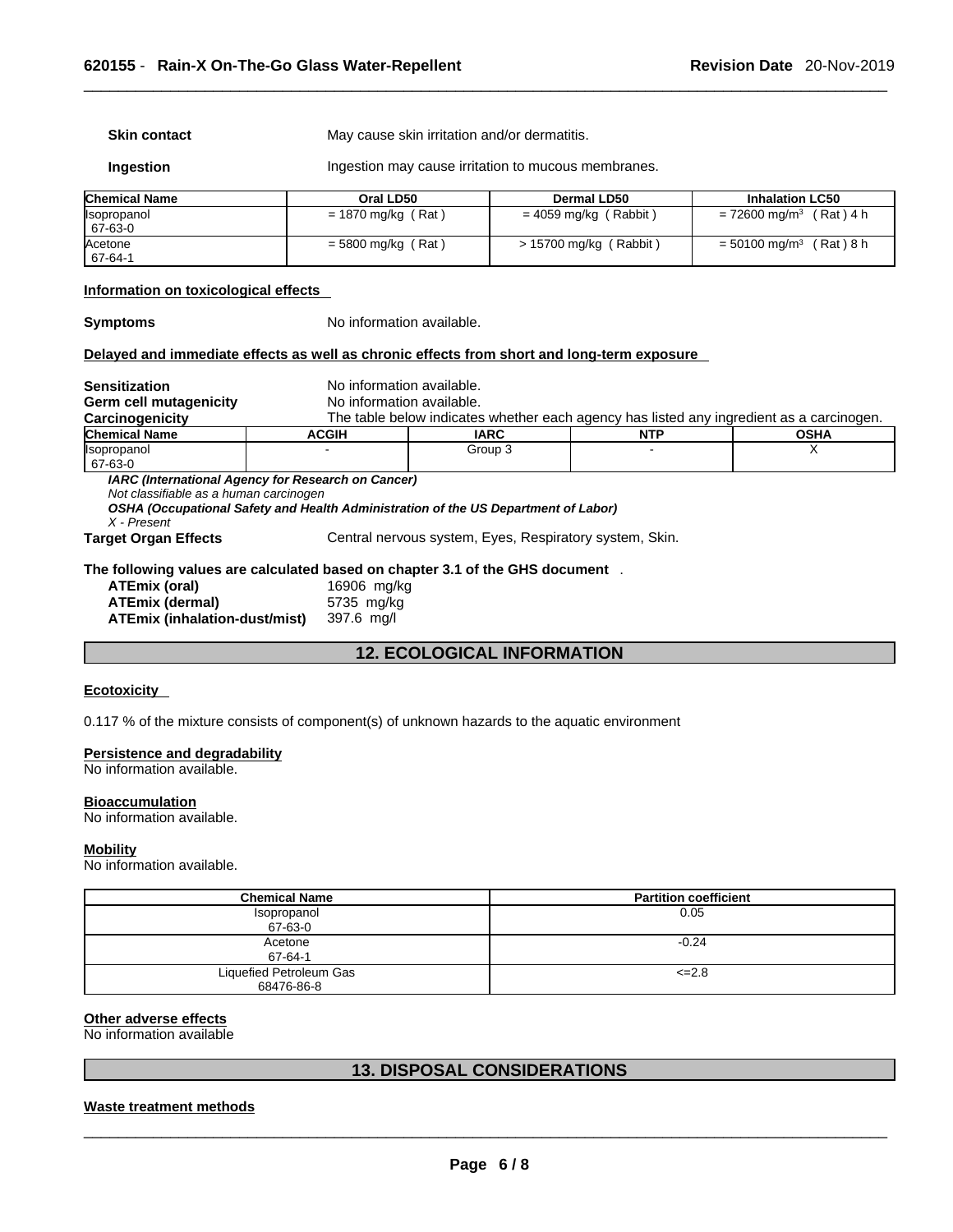**Skin contact** May cause skin irritation and/or dermatitis.

**Ingestion** Ingestion may cause irritation to mucous membranes.

| Chemical Name | Oral LD50 | Dermal LD50 | Inhalation LC50 |
|---|---|---|---|
| Isopropanol 67-63-0 | = 1870 mg/kg ( Rat ) | = 4059 mg/kg ( Rabbit ) | = 72600 mg/m³ ( Rat ) 4 h |
| Acetone 67-64-1 | = 5800 mg/kg ( Rat ) | > 15700 mg/kg ( Rabbit ) | = 50100 mg/m³ ( Rat ) 8 h |

**Information on toxicological effects**

**Symptoms** No information available.

**Delayed and immediate effects as well as chronic effects from short and long-term exposure**

**Sensitization** No information available.
**Germ cell mutagenicity** No information available.
**Carcinogenicity** The table below indicates whether each agency has listed any ingredient as a carcinogen.

| Chemical Name | ACGIH | IARC | NTP | OSHA |
|---|---|---|---|---|
| Isopropanol 67-63-0 | - | Group 3 | - | X |

***IARC (International Agency for Research on Cancer)***
*Not classifiable as a human carcinogen*
***OSHA (Occupational Safety and Health Administration of the US Department of Labor)***
*X - Present*

**Target Organ Effects** Central nervous system, Eyes, Respiratory system, Skin.

**The following values are calculated based on chapter 3.1 of the GHS document** .

**ATEmix (oral)** 16906 mg/kg
**ATEmix (dermal)** 5735 mg/kg
**ATEmix (inhalation-dust/mist)** 397.6 mg/l

## 12. ECOLOGICAL INFORMATION

**Ecotoxicity**

0.117 % of the mixture consists of component(s) of unknown hazards to the aquatic environment

**Persistence and degradability**
No information available.

**Bioaccumulation**
No information available.

**Mobility**
No information available.

| Chemical Name | Partition coefficient |
|---|---|
| Isopropanol 67-63-0 | 0.05 |
| Acetone 67-64-1 | -0.24 |
| Liquefied Petroleum Gas 68476-86-8 | <=2.8 |

**Other adverse effects**
No information available

## 13. DISPOSAL CONSIDERATIONS

**Waste treatment methods**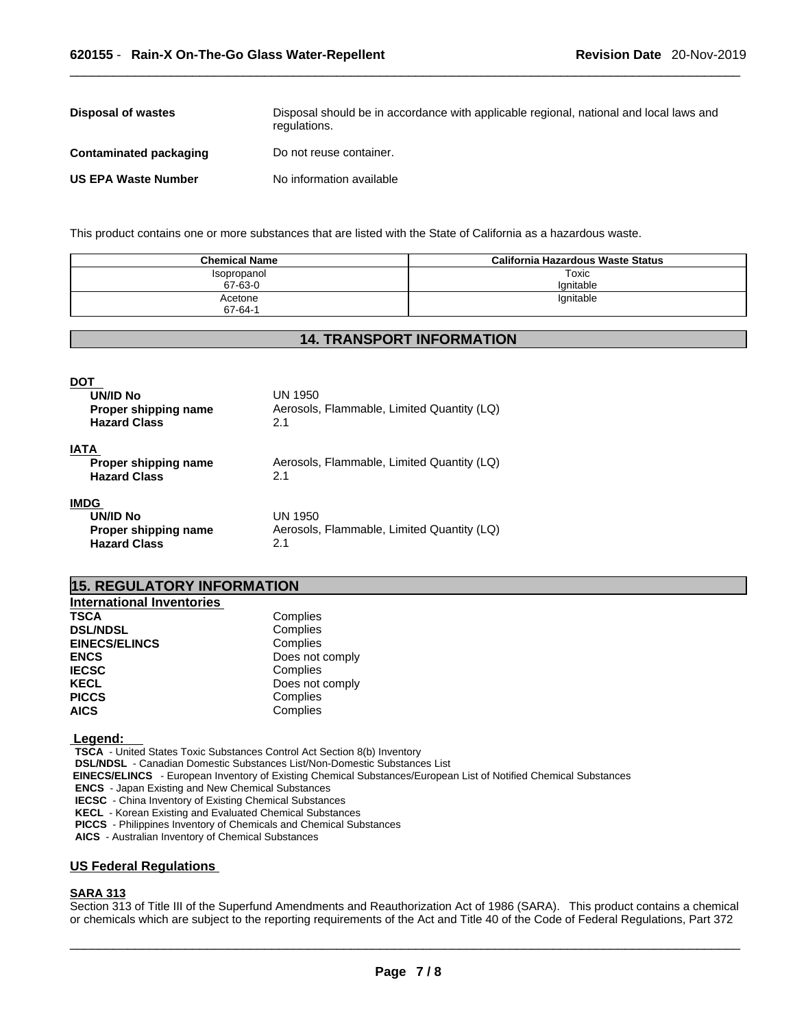| | |
|---|---|
| **Disposal of wastes** | Disposal should be in accordance with applicable regional, national and local laws and regulations. |
| **Contaminated packaging** | Do not reuse container. |
| **US EPA Waste Number** | No information available |

This product contains one or more substances that are listed with the State of California as a hazardous waste.

| Chemical Name | California Hazardous Waste Status |
|---|---|
| Isopropanol<br>67-63-0 | Toxic<br>Ignitable |
| Acetone<br>67-64-1 | Ignitable |

## 14. TRANSPORT INFORMATION

**DOT**

| | |
|---|---|
| **UN/ID No** | UN 1950 |
| **Proper shipping name** | Aerosols, Flammable, Limited Quantity (LQ) |
| **Hazard Class** | 2.1 |

**IATA**

| | |
|---|---|
| **Proper shipping name** | Aerosols, Flammable, Limited Quantity (LQ) |
| **Hazard Class** | 2.1 |

**IMDG**

| | |
|---|---|
| **UN/ID No** | UN 1950 |
| **Proper shipping name** | Aerosols, Flammable, Limited Quantity (LQ) |
| **Hazard Class** | 2.1 |

## 15. REGULATORY INFORMATION

**International Inventories**

| | |
|---|---|
| **TSCA** | Complies |
| **DSL/NDSL** | Complies |
| **EINECS/ELINCS** | Complies |
| **ENCS** | Does not comply |
| **IECSC** | Complies |
| **KECL** | Does not comply |
| **PICCS** | Complies |
| **AICS** | Complies |

**Legend:**

**TSCA** - United States Toxic Substances Control Act Section 8(b) Inventory
**DSL/NDSL** - Canadian Domestic Substances List/Non-Domestic Substances List
**EINECS/ELINCS** - European Inventory of Existing Chemical Substances/European List of Notified Chemical Substances
**ENCS** - Japan Existing and New Chemical Substances
**IECSC** - China Inventory of Existing Chemical Substances
**KECL** - Korean Existing and Evaluated Chemical Substances
**PICCS** - Philippines Inventory of Chemicals and Chemical Substances
**AICS** - Australian Inventory of Chemical Substances

### US Federal Regulations

**SARA 313**

Section 313 of Title III of the Superfund Amendments and Reauthorization Act of 1986 (SARA). This product contains a chemical or chemicals which are subject to the reporting requirements of the Act and Title 40 of the Code of Federal Regulations, Part 372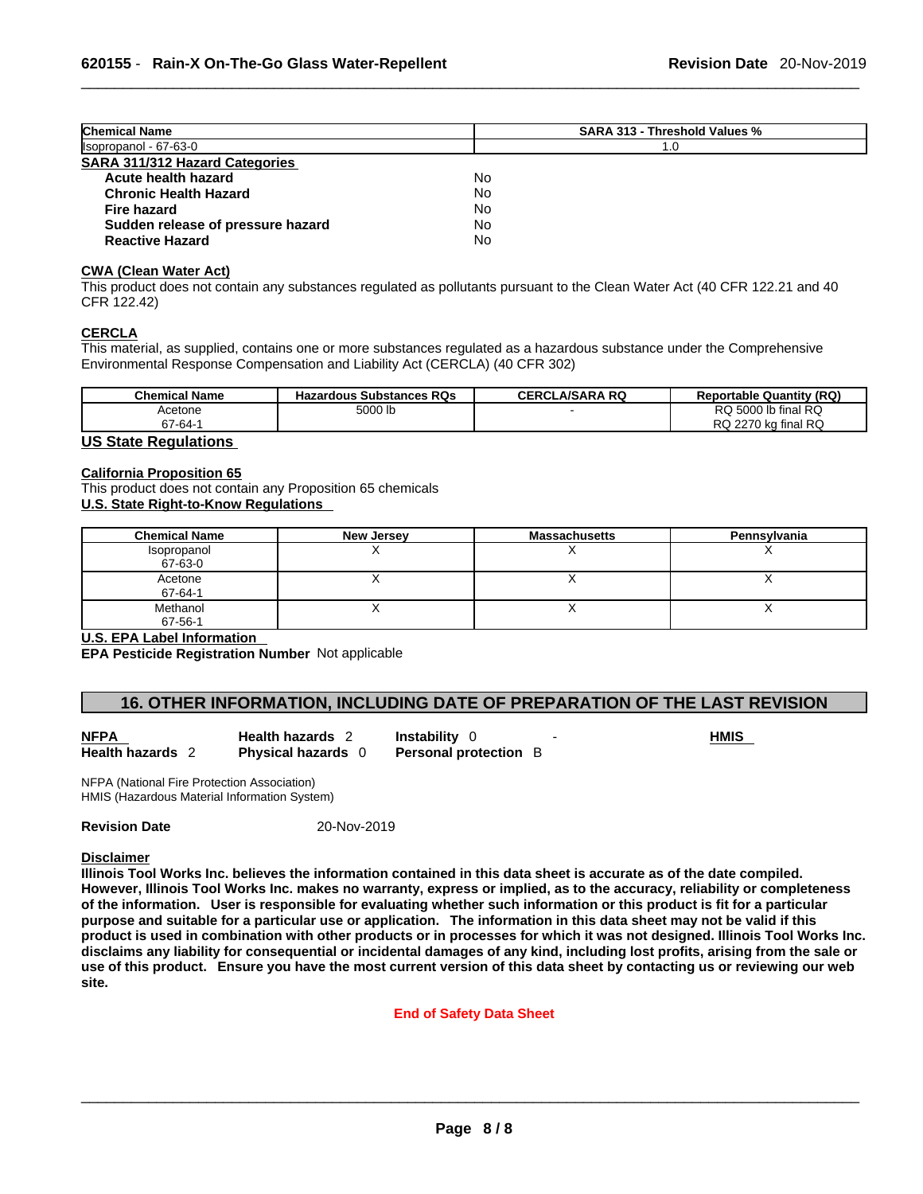| Chemical Name | SARA 313 - Threshold Values % |
|---|---|
| Isopropanol - 67-63-0 | 1.0 |

**SARA 311/312 Hazard Categories**

| | |
|---|---|
| **Acute health hazard** | No |
| **Chronic Health Hazard** | No |
| **Fire hazard** | No |
| **Sudden release of pressure hazard** | No |
| **Reactive Hazard** | No |

**CWA (Clean Water Act)**

This product does not contain any substances regulated as pollutants pursuant to the Clean Water Act (40 CFR 122.21 and 40 CFR 122.42)

**CERCLA**

This material, as supplied, contains one or more substances regulated as a hazardous substance under the Comprehensive Environmental Response Compensation and Liability Act (CERCLA) (40 CFR 302)

| Chemical Name | Hazardous Substances RQs | CERCLA/SARA RQ | Reportable Quantity (RQ) |
|---|---|---|---|
| Acetone 67-64-1 | 5000 lb | - | RQ 5000 lb final RQ RQ 2270 kg final RQ |

**US State Regulations**

**California Proposition 65**

This product does not contain any Proposition 65 chemicals

**U.S. State Right-to-Know Regulations**

| Chemical Name | New Jersey | Massachusetts | Pennsylvania |
|---|---|---|---|
| Isopropanol 67-63-0 | X | X | X |
| Acetone 67-64-1 | X | X | X |
| Methanol 67-56-1 | X | X | X |

**U.S. EPA Label Information**

**EPA Pesticide Registration Number** Not applicable

## 16. OTHER INFORMATION, INCLUDING DATE OF PREPARATION OF THE LAST REVISION

**NFPA** **Health hazards** 2 **Instability** 0 -

**HMIS** **Health hazards** 2 **Physical hazards** 0 **Personal protection** B

NFPA (National Fire Protection Association)
HMIS (Hazardous Material Information System)

**Revision Date** 20-Nov-2019

**Disclaimer**

**Illinois Tool Works Inc. believes the information contained in this data sheet is accurate as of the date compiled. However, Illinois Tool Works Inc. makes no warranty, express or implied, as to the accuracy, reliability or completeness of the information. User is responsible for evaluating whether such information or this product is fit for a particular purpose and suitable for a particular use or application. The information in this data sheet may not be valid if this product is used in combination with other products or in processes for which it was not designed. Illinois Tool Works Inc. disclaims any liability for consequential or incidental damages of any kind, including lost profits, arising from the sale or use of this product. Ensure you have the most current version of this data sheet by contacting us or reviewing our web site.**

**End of Safety Data Sheet**